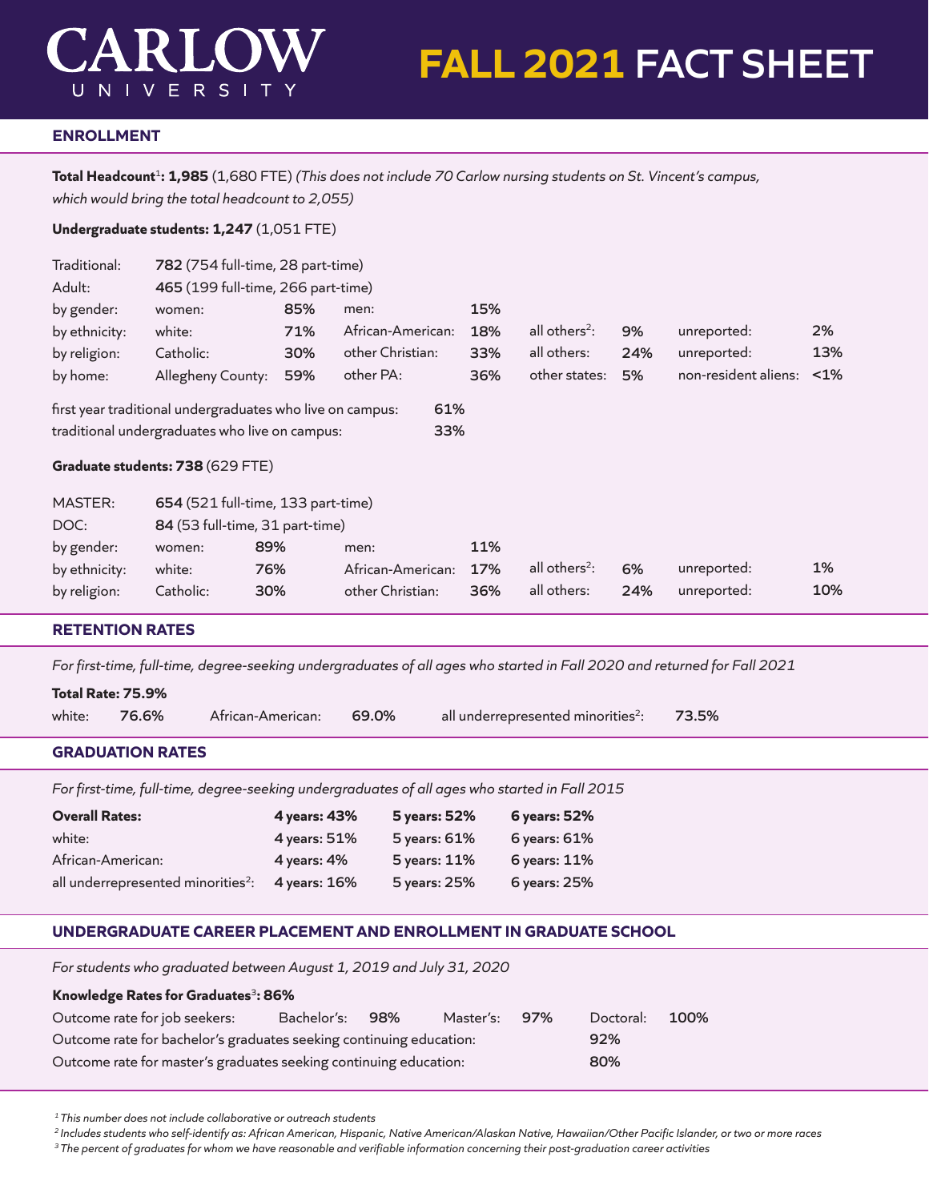# CARLOW UNIVERSITY

# FALL 2021 FACT SHEET

## ENROLLMENT

**Total Headcount[1]: 1,985** (1,680 FTE) *(This does not include 70 Carlow nursing students on St. Vincent's campus, which would bring the total headcount to 2,055)*

**Undergraduate students: 1,247** (1,051 FTE)

| | | | | | | | | |
|---|---|---|---|---|---|---|---|---|
| Traditional: | **782** (754 full-time, 28 part-time) | | | | | | | |
| Adult: | **465** (199 full-time, 266 part-time) | | | | | | | |
| by gender: | women: | **85%** | men: | **15%** | | | | |
| by ethnicity: | white: | **71%** | African-American: | **18%** | all others[2]: | **9%** | unreported: | **2%** |
| by religion: | Catholic: | **30%** | other Christian: | **33%** | all others: | **24%** | unreported: | **13%** |
| by home: | Allegheny County: | **59%** | other PA: | **36%** | other states: | **5%** | non-resident aliens: | **<1%** |

| | |
|---|---|
| first year traditional undergraduates who live on campus: | **61%** |
| traditional undergraduates who live on campus: | **33%** |

**Graduate students: 738** (629 FTE)

| | | | | | | | | |
|---|---|---|---|---|---|---|---|---|
| MASTER: | **654** (521 full-time, 133 part-time) | | | | | | | |
| DOC: | **84** (53 full-time, 31 part-time) | | | | | | | |
| by gender: | women: | **89%** | men: | **11%** | | | | |
| by ethnicity: | white: | **76%** | African-American: | **17%** | all others[2]: | **6%** | unreported: | **1%** |
| by religion: | Catholic: | **30%** | other Christian: | **36%** | all others: | **24%** | unreported: | **10%** |

## RETENTION RATES

*For first-time, full-time, degree-seeking undergraduates of all ages who started in Fall 2020 and returned for Fall 2021*

**Total Rate: 75.9%**

| | | | | | |
|---|---|---|---|---|---|
| white: | **76.6%** | African-American: | **69.0%** | all underrepresented minorities[2]: | **73.5%** |

## GRADUATION RATES

*For first-time, full-time, degree-seeking undergraduates of all ages who started in Fall 2015*

| **Overall Rates:** | **4 years: 43%** | **5 years: 52%** | **6 years: 52%** |
|---|---|---|---|
| white: | **4 years: 51%** | **5 years: 61%** | **6 years: 61%** |
| African-American: | **4 years: 4%** | **5 years: 11%** | **6 years: 11%** |
| all underrepresented minorities[2]: | **4 years: 16%** | **5 years: 25%** | **6 years: 25%** |

## UNDERGRADUATE CAREER PLACEMENT AND ENROLLMENT IN GRADUATE SCHOOL

*For students who graduated between August 1, 2019 and July 31, 2020*

**Knowledge Rates for Graduates[3]: 86%**

| | | | | | | |
|---|---|---|---|---|---|---|
| Outcome rate for job seekers: | Bachelor's: | **98%** | Master's: | **97%** | Doctoral: | **100%** |

| | |
|---|---|
| Outcome rate for bachelor's graduates seeking continuing education: | **92%** |
| Outcome rate for master's graduates seeking continuing education: | **80%** |

*[1] This number does not include collaborative or outreach students*

*[2] Includes students who self-identify as: African American, Hispanic, Native American/Alaskan Native, Hawaiian/Other Pacific Islander, or two or more races*

*[3] The percent of graduates for whom we have reasonable and verifiable information concerning their post-graduation career activities*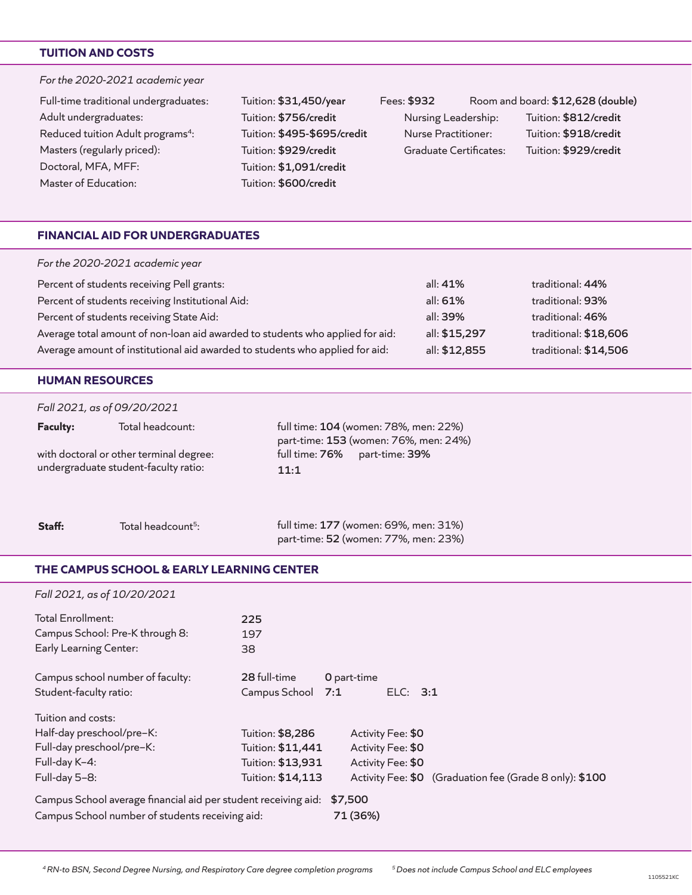## TUITION AND COSTS

*For the 2020-2021 academic year*

| | | | |
|---|---|---|---|
| Full-time traditional undergraduates: | Tuition: **$31,450/year** | Fees: **$932** | Room and board: **$12,628 (double)** |
| Adult undergraduates: | Tuition: **$756/credit** | Nursing Leadership: | Tuition: **$812/credit** |
| Reduced tuition Adult programs[4]: | Tuition: **$495-$695/credit** | Nurse Practitioner: | Tuition: **$918/credit** |
| Masters (regularly priced): | Tuition: **$929/credit** | Graduate Certificates: | Tuition: **$929/credit** |
| Doctoral, MFA, MFF: | Tuition: **$1,091/credit** | | |
| Master of Education: | Tuition: **$600/credit** | | |

## FINANCIAL AID FOR UNDERGRADUATES

*For the 2020-2021 academic year*

| | | |
|---|---|---|
| Percent of students receiving Pell grants: | all: **41%** | traditional: **44%** |
| Percent of students receiving Institutional Aid: | all: **61%** | traditional: **93%** |
| Percent of students receiving State Aid: | all: **39%** | traditional: **46%** |
| Average total amount of non-loan aid awarded to students who applied for aid: | all: **$15,297** | traditional: **$18,606** |
| Average amount of institutional aid awarded to students who applied for aid: | all: **$12,855** | traditional: **$14,506** |

## HUMAN RESOURCES

*Fall 2021, as of 09/20/2021*

**Faculty:** Total headcount: full time: **104** (women: 78%, men: 22%)
part-time: **153** (women: 76%, men: 24%)

with doctoral or other terminal degree: full time: **76%** part-time: **39%**

undergraduate student-faculty ratio: **11:1**

**Staff:** Total headcount[5]: full time: **177** (women: 69%, men: 31%)
part-time: **52** (women: 77%, men: 23%)

## THE CAMPUS SCHOOL & EARLY LEARNING CENTER

*Fall 2021, as of 10/20/2021*

| | |
|---|---|
| Total Enrollment: | 225 |
| Campus School: Pre-K through 8: | 197 |
| Early Learning Center: | 38 |

Campus school number of faculty: **28** full-time **0** part-time

Student-faculty ratio: Campus School **7:1** ELC: **3:1**

Tuition and costs:

| | | | |
|---|---|---|---|
| Half-day preschool/pre–K: | Tuition: **$8,286** | Activity Fee: **$0** | |
| Full-day preschool/pre–K: | Tuition: **$11,441** | Activity Fee: **$0** | |
| Full-day K–4: | Tuition: **$13,931** | Activity Fee: **$0** | |
| Full-day 5–8: | Tuition: **$14,113** | Activity Fee: **$0** | (Graduation fee (Grade 8 only): **$100** |

Campus School average financial aid per student receiving aid: **$7,500**

Campus School number of students receiving aid: **71 (36%)**

*[4] RN-to BSN, Second Degree Nursing, and Respiratory Care degree completion programs*

*[5] Does not include Campus School and ELC employees*

1105521KC